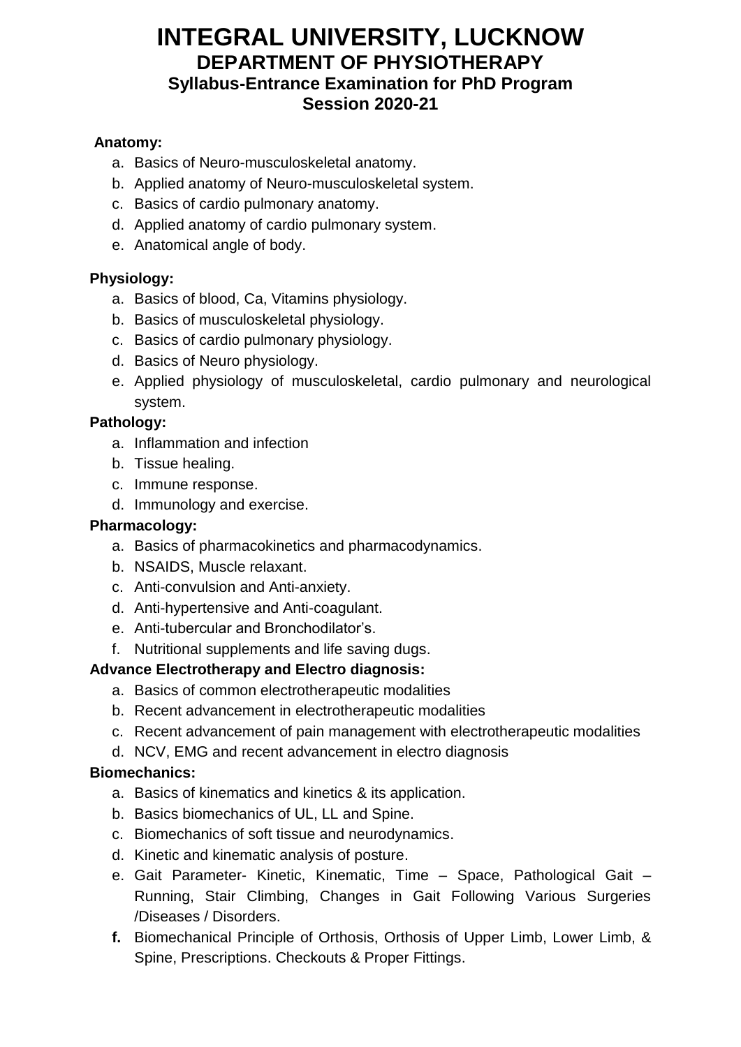# INTEGRAL UNIVERSITY, LUCKNOW
## DEPARTMENT OF PHYSIOTHERAPY
### Syllabus-Entrance Examination for PhD Program
### Session 2020-21

**Anatomy:**

a. Basics of Neuro-musculoskeletal anatomy.
b. Applied anatomy of Neuro-musculoskeletal system.
c. Basics of cardio pulmonary anatomy.
d. Applied anatomy of cardio pulmonary system.
e. Anatomical angle of body.

**Physiology:**

a. Basics of blood, Ca, Vitamins physiology.
b. Basics of musculoskeletal physiology.
c. Basics of cardio pulmonary physiology.
d. Basics of Neuro physiology.
e. Applied physiology of musculoskeletal, cardio pulmonary and neurological system.

**Pathology:**

a. Inflammation and infection
b. Tissue healing.
c. Immune response.
d. Immunology and exercise.

**Pharmacology:**

a. Basics of pharmacokinetics and pharmacodynamics.
b. NSAIDS, Muscle relaxant.
c. Anti-convulsion and Anti-anxiety.
d. Anti-hypertensive and Anti-coagulant.
e. Anti-tubercular and Bronchodilator's.
f. Nutritional supplements and life saving dugs.

**Advance Electrotherapy and Electro diagnosis:**

a. Basics of common electrotherapeutic modalities
b. Recent advancement in electrotherapeutic modalities
c. Recent advancement of pain management with electrotherapeutic modalities
d. NCV, EMG and recent advancement in electro diagnosis

**Biomechanics:**

a. Basics of kinematics and kinetics & its application.
b. Basics biomechanics of UL, LL and Spine.
c. Biomechanics of soft tissue and neurodynamics.
d. Kinetic and kinematic analysis of posture.
e. Gait Parameter- Kinetic, Kinematic, Time – Space, Pathological Gait – Running, Stair Climbing, Changes in Gait Following Various Surgeries /Diseases / Disorders.
**f.** Biomechanical Principle of Orthosis, Orthosis of Upper Limb, Lower Limb, & Spine, Prescriptions. Checkouts & Proper Fittings.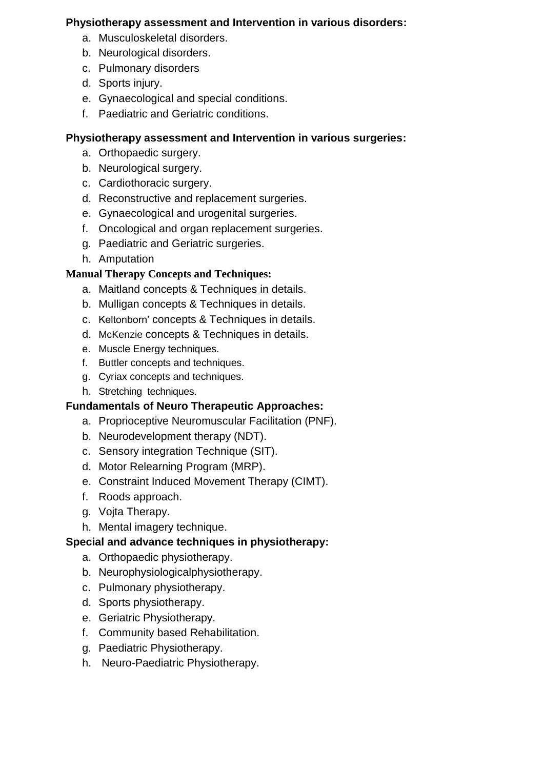**Physiotherapy assessment and Intervention in various disorders:**

a. Musculoskeletal disorders.
b. Neurological disorders.
c. Pulmonary disorders
d. Sports injury.
e. Gynaecological and special conditions.
f. Paediatric and Geriatric conditions.

**Physiotherapy assessment and Intervention in various surgeries:**

a. Orthopaedic surgery.
b. Neurological surgery.
c. Cardiothoracic surgery.
d. Reconstructive and replacement surgeries.
e. Gynaecological and urogenital surgeries.
f. Oncological and organ replacement surgeries.
g. Paediatric and Geriatric surgeries.
h. Amputation

**Manual Therapy Concepts and Techniques:**

a. Maitland concepts & Techniques in details.
b. Mulligan concepts & Techniques in details.
c. Keltonborn' concepts & Techniques in details.
d. McKenzie concepts & Techniques in details.
e. Muscle Energy techniques.
f. Buttler concepts and techniques.
g. Cyriax concepts and techniques.
h. Stretching techniques.

**Fundamentals of Neuro Therapeutic Approaches:**

a. Proprioceptive Neuromuscular Facilitation (PNF).
b. Neurodevelopment therapy (NDT).
c. Sensory integration Technique (SIT).
d. Motor Relearning Program (MRP).
e. Constraint Induced Movement Therapy (CIMT).
f. Roods approach.
g. Vojta Therapy.
h. Mental imagery technique.

**Special and advance techniques in physiotherapy:**

a. Orthopaedic physiotherapy.
b. Neurophysiologicalphysiotherapy.
c. Pulmonary physiotherapy.
d. Sports physiotherapy.
e. Geriatric Physiotherapy.
f. Community based Rehabilitation.
g. Paediatric Physiotherapy.
h. Neuro-Paediatric Physiotherapy.